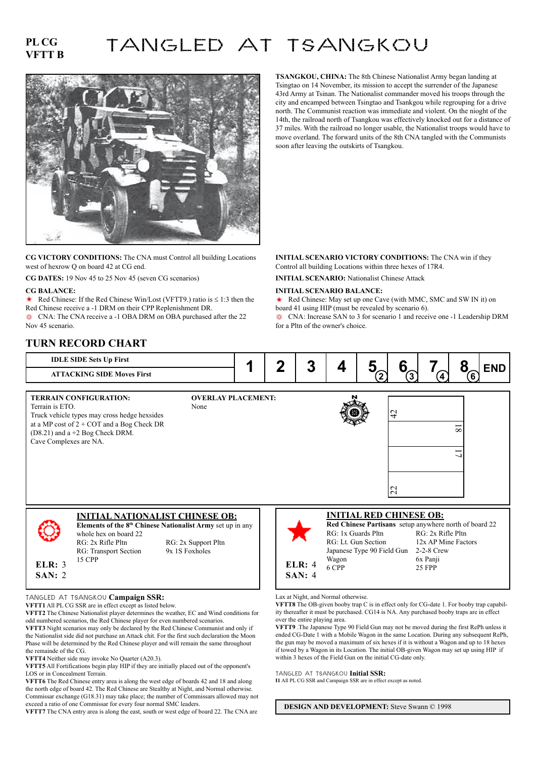PL CG
VFTT B

# TANGLED AT TSANGKOU

**TSANGKOU, CHINA:** The 8th Chinese Nationalist Army began landing at Tsingtao on 14 November, its mission to accept the surrender of the Japanese 43rd Army at Tsinan. The Nationalist commander moved his troops through the city and encamped between Tsingtao and Tsankgou while regrouping for a drive north. The Communist reaction was immediate and violent. On the nioght of the 14th, the railroad north of Tsangkou was effectively knocked out for a distance of 37 miles. With the railroad no longer usable, the Nationalist troops would have to move overland. The forward units of the 8th CNA tangled with the Communists soon after leaving the outskirts of Tsangkou.

**CG VICTORY CONDITIONS:** The CNA must Control all building Locations west of hexrow Q on board 42 at CG end.

**CG DATES:** 19 Nov 45 to 25 Nov 45 (seven CG scenarios)

**CG BALANCE:**

- Red Chinese: If the Red Chinese Win/Lost (VFTT9.) ratio is ≤ 1:3 then the Red Chinese receive a -1 DRM on their CPP Replenishment DR.
- CNA: The CNA receive a -1 OBA DRM on OBA purchased after the 22 Nov 45 scenario.

**INITIAL SCENARIO VICTORY CONDITIONS:** The CNA win if they Control all building Locations within three hexes of 17R4.

**INITIAL SCENARIO:** Nationalist Chinese Attack

**INITIAL SCENARIO BALANCE:**

- Red Chinese: May set up one Cave (with MMC, SMC and SW IN it) on board 41 using HIP (must be revealed by scenario 6).
- CNA: Increase SAN to 3 for scenario 1 and receive one -1 Leadership DRM for a Pltn of the owner's choice.

## TURN RECORD CHART

| IDLE SIDE Sets Up First / ATTACKING SIDE Moves First | 1 | 2 | 3 | 4 | 5 (2) | 6 (3) | 7 (4) | 8 (6) | END |
|---|---|---|---|---|---|---|---|---|---|

**TERRAIN CONFIGURATION:**
Terrain is ETO.
Truck vehicle types may cross hedge hexsides at a MP cost of 2 + COT and a Bog Check DR (D8.21) and a +2 Bog Check DRM.
Cave Complexes are NA.

**OVERLAY PLACEMENT:**
None

Board configuration (north at top): 42, 18, 17, 22

### INITIAL NATIONALIST CHINESE OB:

**Elements of the 8th Chinese Nationalist Army** set up in any whole hex on board 22

| | |
|---|---|
| RG: 2x Rifle Pltn | RG: 2x Support Pltn |
| RG: Transport Section | 9x 1S Foxholes |
| 15 CPP | |

**ELR:** 3
**SAN:** 2

### INITIAL RED CHINESE OB:

**Red Chinese Partisans** setup anywhere north of board 22

| | |
|---|---|
| RG: 1x Guards Pltn | RG: 2x Rifle Pltn |
| RG: Lt. Gun Section | 12x AP Mine Factors |
| Japanese Type 90 Field Gun | 2-2-8 Crew |
| Wagon | 6x Panji |
| 6 CPP | 25 FPP |

**ELR:** 4
**SAN:** 4

TANGLED AT TSANGKOU **Campaign SSR:**

**VFTT1** All PL CG SSR are in effect except as listed below.

**VFTT2** The Chinese Nationalist player determines the weather, EC and Wind conditions for odd numbered scenarios, the Red Chinese player for even numbered scenarios.

**VFTT3** Night scenarios may only be declared by the Red Chinese Communist and only if the Nationalist side did not purchase an Attack chit. For the first such declaration the Moon Phase will be determined by the Red Chinese player and will remain the same throughout the remainde of the CG.

**VFTT4** Neither side may invoke No Quarter (A20.3).

**VFTT5** All Fortifications begin play HIP if they are initially placed out of the opponent's LOS or in Concealment Terrain.

**VFTT6** The Red Chinese entry area is along the west edge of boards 42 and 18 and along the north edge of board 42. The Red Chinese are Stealthy at Night, and Normal otherwise. Commissar exchange (G18.31) may take place; the number of Commissars allowed may not exceed a ratio of one Commissar for every four normal SMC leaders.

**VFTT7** The CNA entry area is along the east, south or west edge of board 22. The CNA are Lax at Night, and Normal otherwise.

**VFTT8** The OB-given booby trap C is in effect only for CG-date 1. For booby trap capability thereafter it must be purchased. CG14 is NA. Any purchased booby traps are in effect over the entire playing area.

**VFTT9** .The Japanese Type 90 Field Gun may not be moved during the first RePh unless it ended CG-Date 1 with a Mobile Wagon in the same Location. During any subsequent RePh, the gun may be moved a maximum of six hexes if it is without a Wagon and up to 18 hexes if towed by a Wagon in its Location. The initial OB-given Wagon may set up using HIP if within 3 hexes of the Field Gun on the initial CG-date only.

TANGLED AT TSANGKOU **Initial SSR:**

**I1** All PL CG SSR and Campaign SSR are in effect except as noted.

**DESIGN AND DEVELOPMENT:** Steve Swann © 1998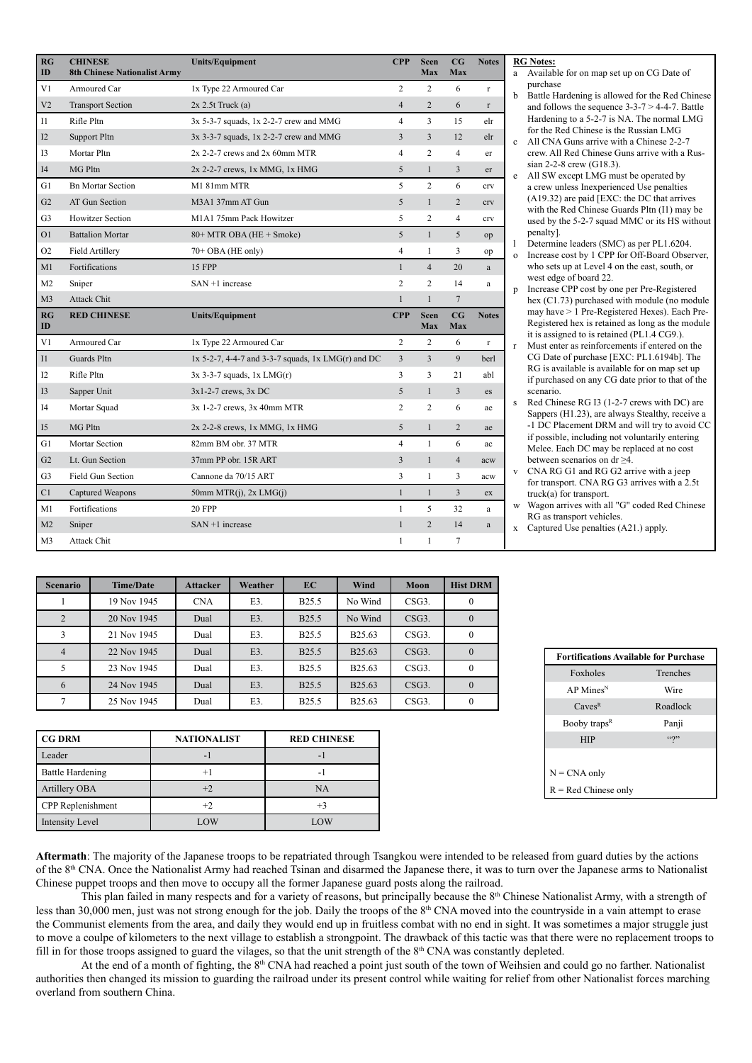| RG ID | CHINESE 8th Chinese Nationalist Army | Units/Equipment | CPP | Scen Max | CG Max | Notes |
|---|---|---|---|---|---|---|
| V1 | Armoured Car | 1x Type 22 Armoured Car | 2 | 2 | 6 | r |
| V2 | Transport Section | 2x 2.5t Truck (a) | 4 | 2 | 6 | r |
| I1 | Rifle Pltn | 3x 5-3-7 squads, 1x 2-2-7 crew and MMG | 4 | 3 | 15 | elr |
| I2 | Support Pltn | 3x 3-3-7 squads, 1x 2-2-7 crew and MMG | 3 | 3 | 12 | elr |
| I3 | Mortar Pltn | 2x 2-2-7 crews and 2x 60mm MTR | 4 | 2 | 4 | er |
| I4 | MG Pltn | 2x 2-2-7 crews, 1x MMG, 1x HMG | 5 | 1 | 3 | er |
| G1 | Bn Mortar Section | M1 81mm MTR | 5 | 2 | 6 | crv |
| G2 | AT Gun Section | M3A1 37mm AT Gun | 5 | 1 | 2 | crv |
| G3 | Howitzer Section | M1A1 75mm Pack Howitzer | 5 | 2 | 4 | crv |
| O1 | Battalion Mortar | 80+ MTR OBA (HE + Smoke) | 5 | 1 | 5 | op |
| O2 | Field Artillery | 70+ OBA (HE only) | 4 | 1 | 3 | op |
| M1 | Fortifications | 15 FPP | 1 | 4 | 20 | a |
| M2 | Sniper | SAN +1 increase | 2 | 2 | 14 | a |
| M3 | Attack Chit | | 1 | 1 | 7 | |
| **RG ID** | **RED CHINESE** | **Units/Equipment** | **CPP** | **Scen Max** | **CG Max** | **Notes** |
| V1 | Armoured Car | 1x Type 22 Armoured Car | 2 | 2 | 6 | r |
| I1 | Guards Pltn | 1x 5-2-7, 4-4-7 and 3-3-7 squads, 1x LMG(r) and DC | 3 | 3 | 9 | berl |
| I2 | Rifle Pltn | 3x 3-3-7 squads, 1x LMG(r) | 3 | 3 | 21 | abl |
| I3 | Sapper Unit | 3x1-2-7 crews, 3x DC | 5 | 1 | 3 | es |
| I4 | Mortar Squad | 3x 1-2-7 crews, 3x 40mm MTR | 2 | 2 | 6 | ae |
| I5 | MG Pltn | 2x 2-2-8 crews, 1x MMG, 1x HMG | 5 | 1 | 2 | ae |
| G1 | Mortar Section | 82mm BM obr. 37 MTR | 4 | 1 | 6 | ac |
| G2 | Lt. Gun Section | 37mm PP obr. 15R ART | 3 | 1 | 4 | acw |
| G3 | Field Gun Section | Cannone da 70/15 ART | 3 | 1 | 3 | acw |
| C1 | Captured Weapons | 50mm MTR(j), 2x LMG(j) | 1 | 1 | 3 | ex |
| M1 | Fortifications | 20 FPP | 1 | 5 | 32 | a |
| M2 | Sniper | SAN +1 increase | 1 | 2 | 14 | a |
| M3 | Attack Chit | | 1 | 1 | 7 | |

**RG Notes:**

- a Available for on map set up on CG Date of purchase
- b Battle Hardening is allowed for the Red Chinese and follows the sequence 3-3-7 > 4-4-7. Battle Hardening to a 5-2-7 is NA. The normal LMG for the Red Chinese is the Russian LMG
- c All CNA Guns arrive with a Chinese 2-2-7 crew. All Red Chinese Guns arrive with a Russian 2-2-8 crew (G18.3).
- e All SW except LMG must be operated by a crew unless Inexperienced Use penalties (A19.32) are paid [EXC: the DC that arrives with the Red Chinese Guards Pltn (I1) may be used by the 5-2-7 squad MMC or its HS without penalty].
- l Determine leaders (SMC) as per PL1.6204.
- o Increase cost by 1 CPP for Off-Board Observer, who sets up at Level 4 on the east, south, or west edge of board 22.
- p Increase CPP cost by one per Pre-Registered hex (C1.73) purchased with module (no module may have > 1 Pre-Registered Hexes). Each Pre-Registered hex is retained as long as the module it is assigned to is retained (PL1.4 CG9.).
- r Must enter as reinforcements if entered on the CG Date of purchase [EXC: PL1.6194b]. The RG is available is available for on map set up if purchased on any CG date prior to that of the scenario.
- s Red Chinese RG I3 (1-2-7 crews with DC) are Sappers (H1.23), are always Stealthy, receive a -1 DC Placement DRM and will try to avoid CC if possible, including not voluntarily entering Melee. Each DC may be replaced at no cost between scenarios on dr ≥4.
- v CNA RG G1 and RG G2 arrive with a jeep for transport. CNA RG G3 arrives with a 2.5t truck(a) for transport.
- w Wagon arrives with all "G" coded Red Chinese RG as transport vehicles.
- x Captured Use penalties (A21.) apply.

| Scenario | Time/Date | Attacker | Weather | EC | Wind | Moon | Hist DRM |
|---|---|---|---|---|---|---|---|
| 1 | 19 Nov 1945 | CNA | E3. | B25.5 | No Wind | CSG3. | 0 |
| 2 | 20 Nov 1945 | Dual | E3. | B25.5 | No Wind | CSG3. | 0 |
| 3 | 21 Nov 1945 | Dual | E3. | B25.5 | B25.63 | CSG3. | 0 |
| 4 | 22 Nov 1945 | Dual | E3. | B25.5 | B25.63 | CSG3. | 0 |
| 5 | 23 Nov 1945 | Dual | E3. | B25.5 | B25.63 | CSG3. | 0 |
| 6 | 24 Nov 1945 | Dual | E3. | B25.5 | B25.63 | CSG3. | 0 |
| 7 | 25 Nov 1945 | Dual | E3. | B25.5 | B25.63 | CSG3. | 0 |

| CG DRM | NATIONALIST | RED CHINESE |
|---|---|---|
| Leader | -1 | -1 |
| Battle Hardening | +1 | -1 |
| Artillery OBA | +2 | NA |
| CPP Replenishment | +2 | +3 |
| Intensity Level | LOW | LOW |

| Fortifications Available for Purchase | |
|---|---|
| Foxholes | Trenches |
| AP Mines[N] | Wire |
| Caves[R] | Roadlock |
| Booby traps[R] | Panji |
| HIP | "?" |

N = CNA only

R = Red Chinese only

**Aftermath**: The majority of the Japanese troops to be repatriated through Tsangkou were intended to be released from guard duties by the actions of the 8th CNA. Once the Nationalist Army had reached Tsinan and disarmed the Japanese there, it was to turn over the Japanese arms to Nationalist Chinese puppet troops and then move to occupy all the former Japanese guard posts along the railroad.

This plan failed in many respects and for a variety of reasons, but principally because the 8th Chinese Nationalist Army, with a strength of less than 30,000 men, just was not strong enough for the job. Daily the troops of the 8th CNA moved into the countryside in a vain attempt to erase the Communist elements from the area, and daily they would end up in fruitless combat with no end in sight. It was sometimes a major struggle just to move a coulpe of kilometers to the next village to establish a strongpoint. The drawback of this tactic was that there were no replacement troops to fill in for those troops assigned to guard the vilages, so that the unit strength of the 8th CNA was constantly depleted.

At the end of a month of fighting, the 8th CNA had reached a point just south of the town of Weihsien and could go no farther. Nationalist authorities then changed its mission to guarding the railroad under its present control while waiting for relief from other Nationalist forces marching overland from southern China.